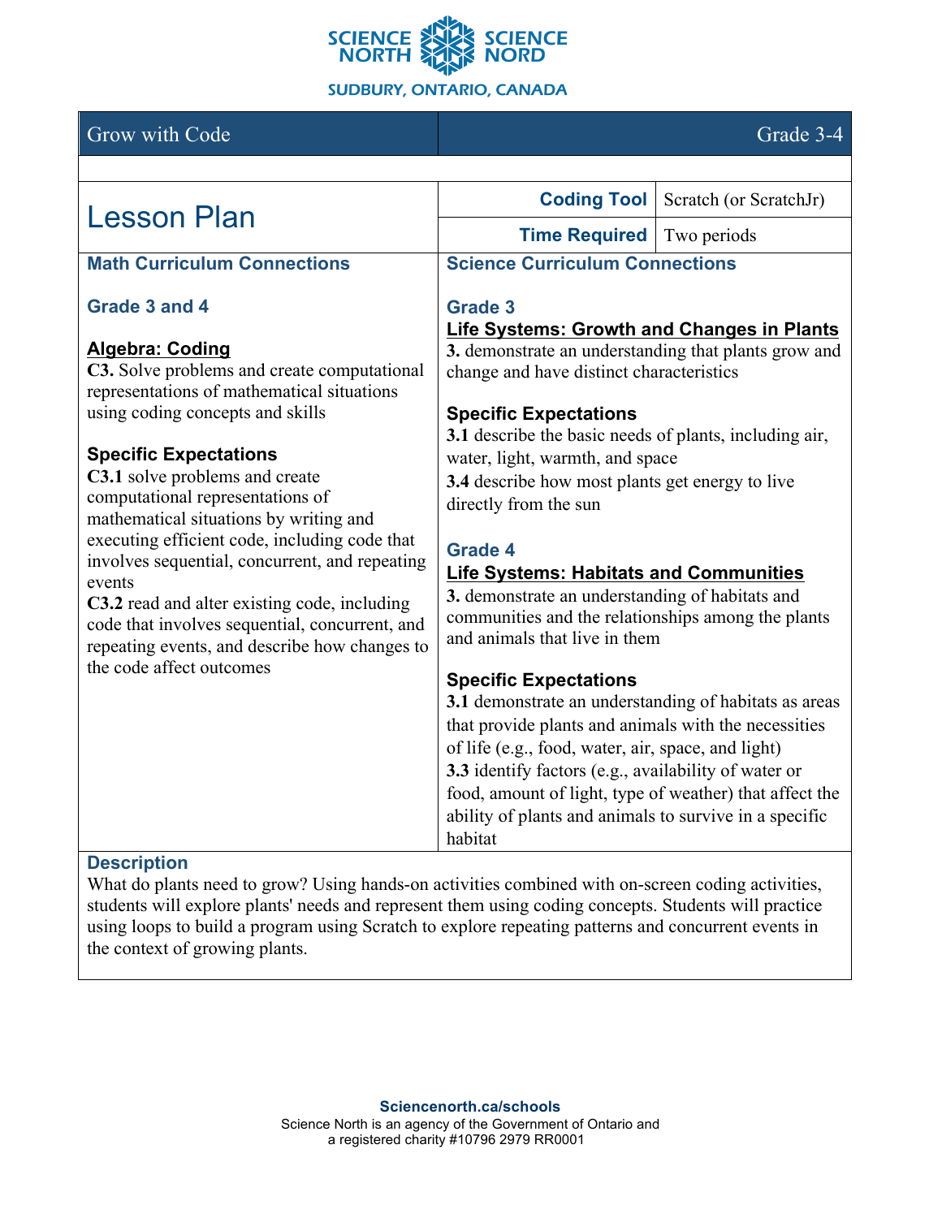SCIENCE NORTH SCIENCE NORD

SUDBURY, ONTARIO, CANADA

| Grow with Code | Grade 3-4 |
|---|---|

# Lesson Plan

| | |
|---|---|
| **Coding Tool** | Scratch (or ScratchJr) |
| **Time Required** | Two periods |

## Math Curriculum Connections

### Grade 3 and 4

**Algebra: Coding**

**C3.** Solve problems and create computational representations of mathematical situations using coding concepts and skills

**Specific Expectations**

**C3.1** solve problems and create computational representations of mathematical situations by writing and executing efficient code, including code that involves sequential, concurrent, and repeating events

**C3.2** read and alter existing code, including code that involves sequential, concurrent, and repeating events, and describe how changes to the code affect outcomes

## Science Curriculum Connections

### Grade 3

**Life Systems: Growth and Changes in Plants**

**3.** demonstrate an understanding that plants grow and change and have distinct characteristics

**Specific Expectations**

**3.1** describe the basic needs of plants, including air, water, light, warmth, and space

**3.4** describe how most plants get energy to live directly from the sun

### Grade 4

**Life Systems: Habitats and Communities**

**3.** demonstrate an understanding of habitats and communities and the relationships among the plants and animals that live in them

**Specific Expectations**

**3.1** demonstrate an understanding of habitats as areas that provide plants and animals with the necessities of life (e.g., food, water, air, space, and light)

**3.3** identify factors (e.g., availability of water or food, amount of light, type of weather) that affect the ability of plants and animals to survive in a specific habitat

## Description

What do plants need to grow? Using hands-on activities combined with on-screen coding activities, students will explore plants' needs and represent them using coding concepts. Students will practice using loops to build a program using Scratch to explore repeating patterns and concurrent events in the context of growing plants.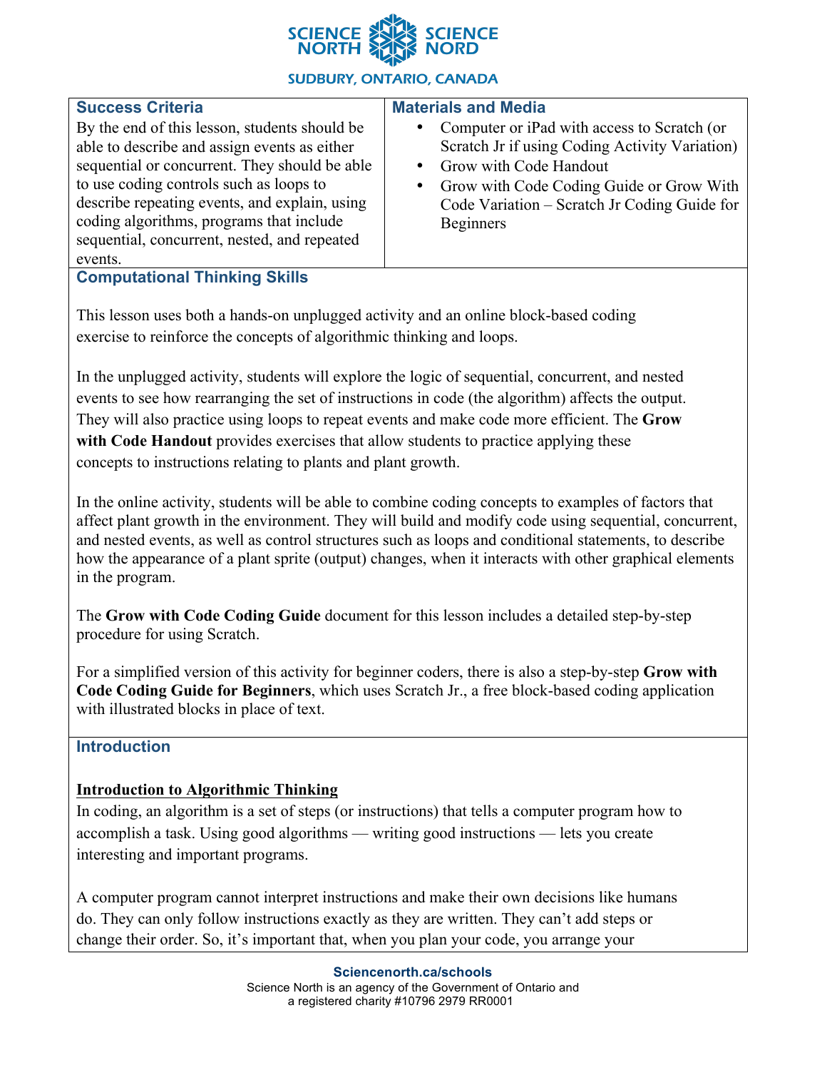## Success Criteria

By the end of this lesson, students should be able to describe and assign events as either sequential or concurrent. They should be able to use coding controls such as loops to describe repeating events, and explain, using coding algorithms, programs that include sequential, concurrent, nested, and repeated events.

## Materials and Media

- Computer or iPad with access to Scratch (or Scratch Jr if using Coding Activity Variation)
- Grow with Code Handout
- Grow with Code Coding Guide or Grow With Code Variation – Scratch Jr Coding Guide for Beginners

## Computational Thinking Skills

This lesson uses both a hands-on unplugged activity and an online block-based coding exercise to reinforce the concepts of algorithmic thinking and loops.

In the unplugged activity, students will explore the logic of sequential, concurrent, and nested events to see how rearranging the set of instructions in code (the algorithm) affects the output. They will also practice using loops to repeat events and make code more efficient. The **Grow with Code Handout** provides exercises that allow students to practice applying these concepts to instructions relating to plants and plant growth.

In the online activity, students will be able to combine coding concepts to examples of factors that affect plant growth in the environment. They will build and modify code using sequential, concurrent, and nested events, as well as control structures such as loops and conditional statements, to describe how the appearance of a plant sprite (output) changes, when it interacts with other graphical elements in the program.

The **Grow with Code Coding Guide** document for this lesson includes a detailed step-by-step procedure for using Scratch.

For a simplified version of this activity for beginner coders, there is also a step-by-step **Grow with Code Coding Guide for Beginners**, which uses Scratch Jr., a free block-based coding application with illustrated blocks in place of text.

## Introduction

**Introduction to Algorithmic Thinking**

In coding, an algorithm is a set of steps (or instructions) that tells a computer program how to accomplish a task. Using good algorithms — writing good instructions — lets you create interesting and important programs.

A computer program cannot interpret instructions and make their own decisions like humans do. They can only follow instructions exactly as they are written. They can't add steps or change their order. So, it's important that, when you plan your code, you arrange your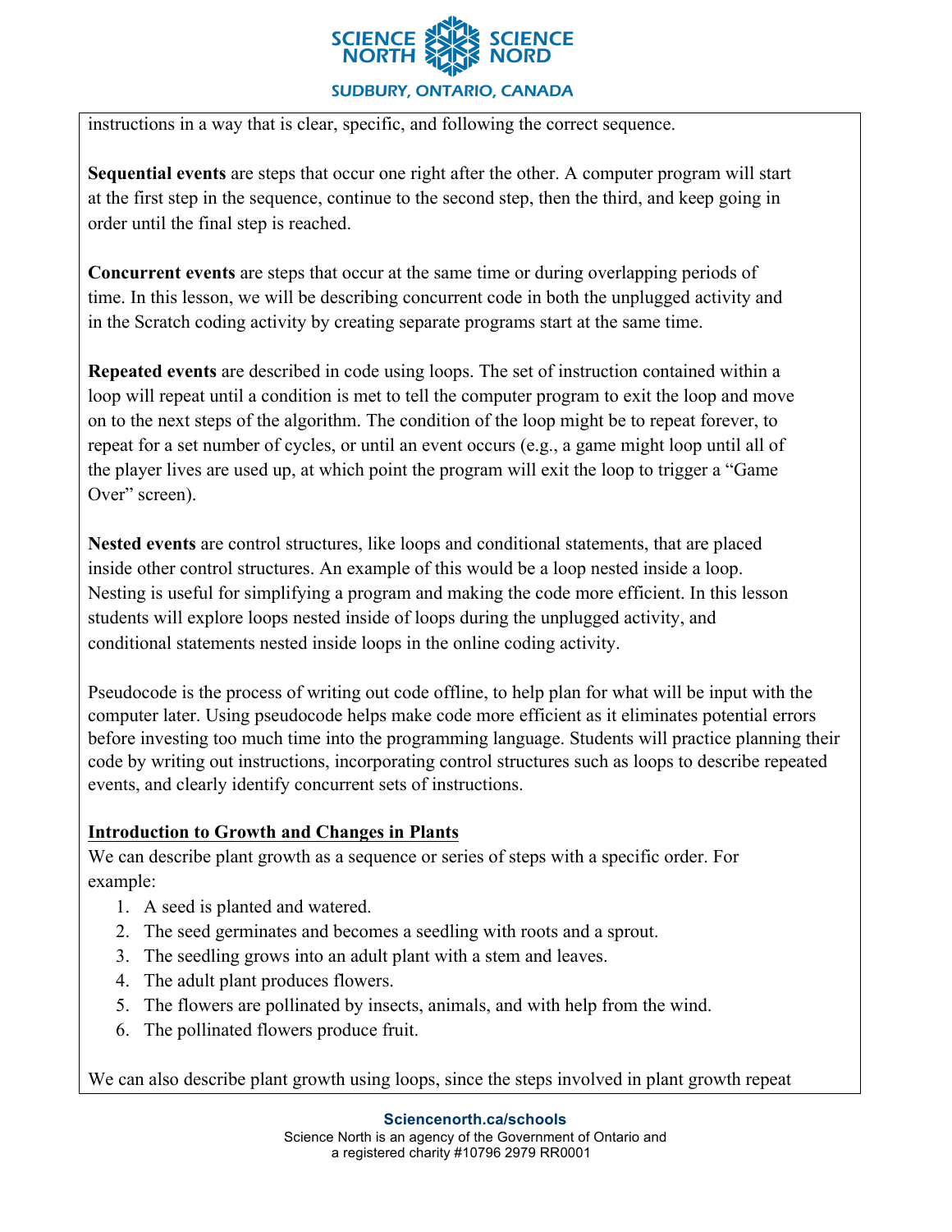instructions in a way that is clear, specific, and following the correct sequence.

**Sequential events** are steps that occur one right after the other. A computer program will start at the first step in the sequence, continue to the second step, then the third, and keep going in order until the final step is reached.

**Concurrent events** are steps that occur at the same time or during overlapping periods of time. In this lesson, we will be describing concurrent code in both the unplugged activity and in the Scratch coding activity by creating separate programs start at the same time.

**Repeated events** are described in code using loops. The set of instruction contained within a loop will repeat until a condition is met to tell the computer program to exit the loop and move on to the next steps of the algorithm. The condition of the loop might be to repeat forever, to repeat for a set number of cycles, or until an event occurs (e.g., a game might loop until all of the player lives are used up, at which point the program will exit the loop to trigger a "Game Over" screen).

**Nested events** are control structures, like loops and conditional statements, that are placed inside other control structures. An example of this would be a loop nested inside a loop. Nesting is useful for simplifying a program and making the code more efficient. In this lesson students will explore loops nested inside of loops during the unplugged activity, and conditional statements nested inside loops in the online coding activity.

Pseudocode is the process of writing out code offline, to help plan for what will be input with the computer later. Using pseudocode helps make code more efficient as it eliminates potential errors before investing too much time into the programming language. Students will practice planning their code by writing out instructions, incorporating control structures such as loops to describe repeated events, and clearly identify concurrent sets of instructions.

**Introduction to Growth and Changes in Plants**

We can describe plant growth as a sequence or series of steps with a specific order. For example:

1. A seed is planted and watered.
2. The seed germinates and becomes a seedling with roots and a sprout.
3. The seedling grows into an adult plant with a stem and leaves.
4. The adult plant produces flowers.
5. The flowers are pollinated by insects, animals, and with help from the wind.
6. The pollinated flowers produce fruit.

We can also describe plant growth using loops, since the steps involved in plant growth repeat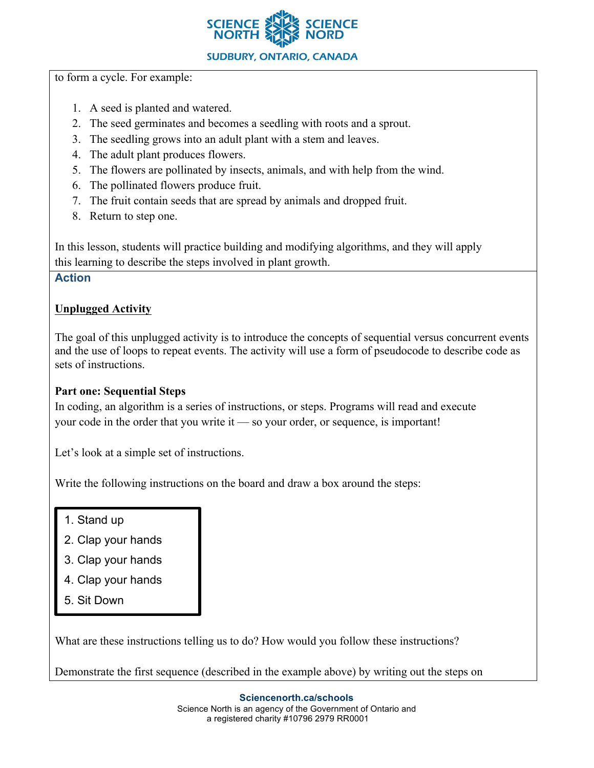to form a cycle. For example:

1. A seed is planted and watered.
2. The seed germinates and becomes a seedling with roots and a sprout.
3. The seedling grows into an adult plant with a stem and leaves.
4. The adult plant produces flowers.
5. The flowers are pollinated by insects, animals, and with help from the wind.
6. The pollinated flowers produce fruit.
7. The fruit contain seeds that are spread by animals and dropped fruit.
8. Return to step one.

In this lesson, students will practice building and modifying algorithms, and they will apply this learning to describe the steps involved in plant growth.

### Action

**Unplugged Activity**

The goal of this unplugged activity is to introduce the concepts of sequential versus concurrent events and the use of loops to repeat events. The activity will use a form of pseudocode to describe code as sets of instructions.

**Part one: Sequential Steps**

In coding, an algorithm is a series of instructions, or steps. Programs will read and execute your code in the order that you write it — so your order, or sequence, is important!

Let's look at a simple set of instructions.

Write the following instructions on the board and draw a box around the steps:

```
1. Stand up
2. Clap your hands
3. Clap your hands
4. Clap your hands
5. Sit Down
```

What are these instructions telling us to do? How would you follow these instructions?

Demonstrate the first sequence (described in the example above) by writing out the steps on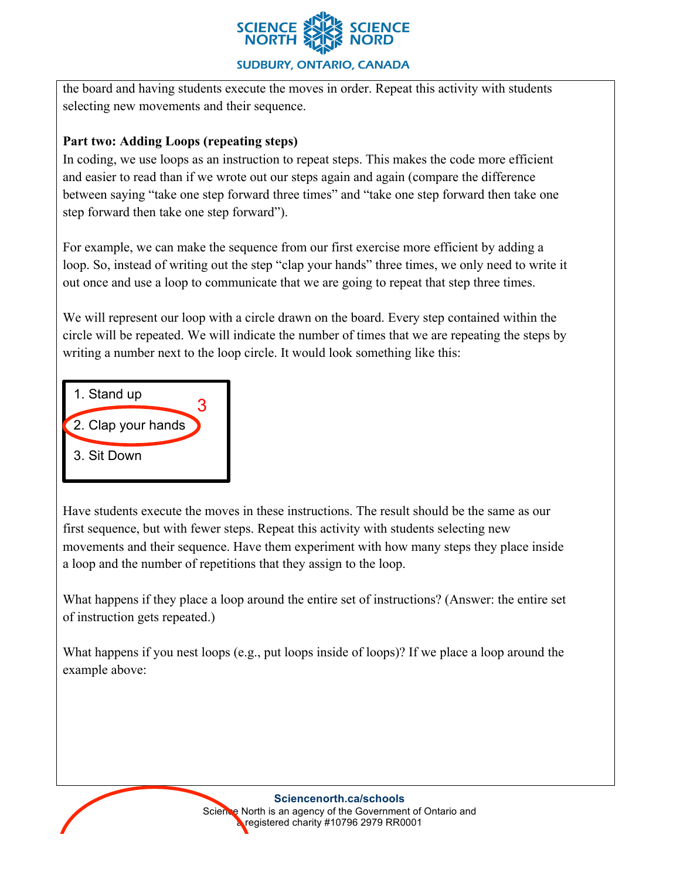the board and having students execute the moves in order. Repeat this activity with students selecting new movements and their sequence.

**Part two: Adding Loops (repeating steps)**

In coding, we use loops as an instruction to repeat steps. This makes the code more efficient and easier to read than if we wrote out our steps again and again (compare the difference between saying "take one step forward three times" and "take one step forward then take one step forward then take one step forward").

For example, we can make the sequence from our first exercise more efficient by adding a loop. So, instead of writing out the step "clap your hands" three times, we only need to write it out once and use a loop to communicate that we are going to repeat that step three times.

We will represent our loop with a circle drawn on the board. Every step contained within the circle will be repeated. We will indicate the number of times that we are repeating the steps by writing a number next to the loop circle. It would look something like this:

1. Stand up
2. Clap your hands (circled, loop: 3)
3. Sit Down

Have students execute the moves in these instructions. The result should be the same as our first sequence, but with fewer steps. Repeat this activity with students selecting new movements and their sequence. Have them experiment with how many steps they place inside a loop and the number of repetitions that they assign to the loop.

What happens if they place a loop around the entire set of instructions? (Answer: the entire set of instruction gets repeated.)

What happens if you nest loops (e.g., put loops inside of loops)? If we place a loop around the example above: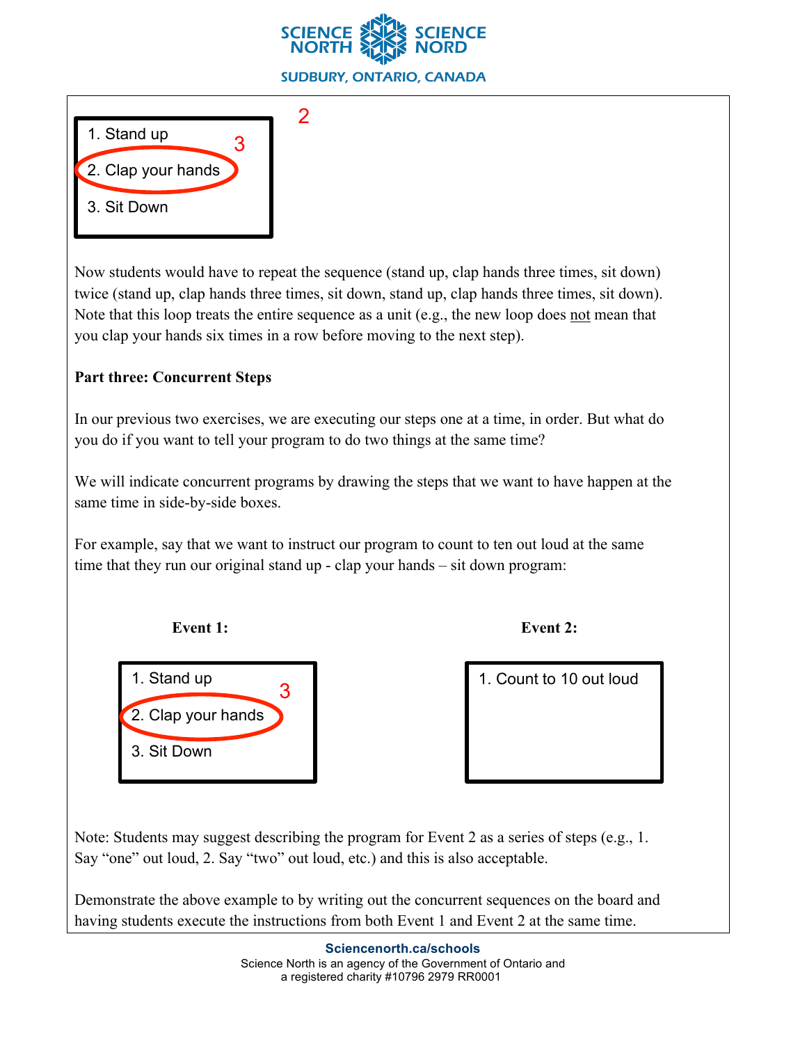2

1. Stand up
2. Clap your hands (3)
3. Sit Down

Now students would have to repeat the sequence (stand up, clap hands three times, sit down) twice (stand up, clap hands three times, sit down, stand up, clap hands three times, sit down). Note that this loop treats the entire sequence as a unit (e.g., the new loop does not mean that you clap your hands six times in a row before moving to the next step).

**Part three: Concurrent Steps**

In our previous two exercises, we are executing our steps one at a time, in order. But what do you do if you want to tell your program to do two things at the same time?

We will indicate concurrent programs by drawing the steps that we want to have happen at the same time in side-by-side boxes.

For example, say that we want to instruct our program to count to ten out loud at the same time that they run our original stand up - clap your hands – sit down program:

**Event 1:**

1. Stand up
2. Clap your hands (3)
3. Sit Down

**Event 2:**

1. Count to 10 out loud

Note: Students may suggest describing the program for Event 2 as a series of steps (e.g., 1. Say "one" out loud, 2. Say "two" out loud, etc.) and this is also acceptable.

Demonstrate the above example to by writing out the concurrent sequences on the board and having students execute the instructions from both Event 1 and Event 2 at the same time.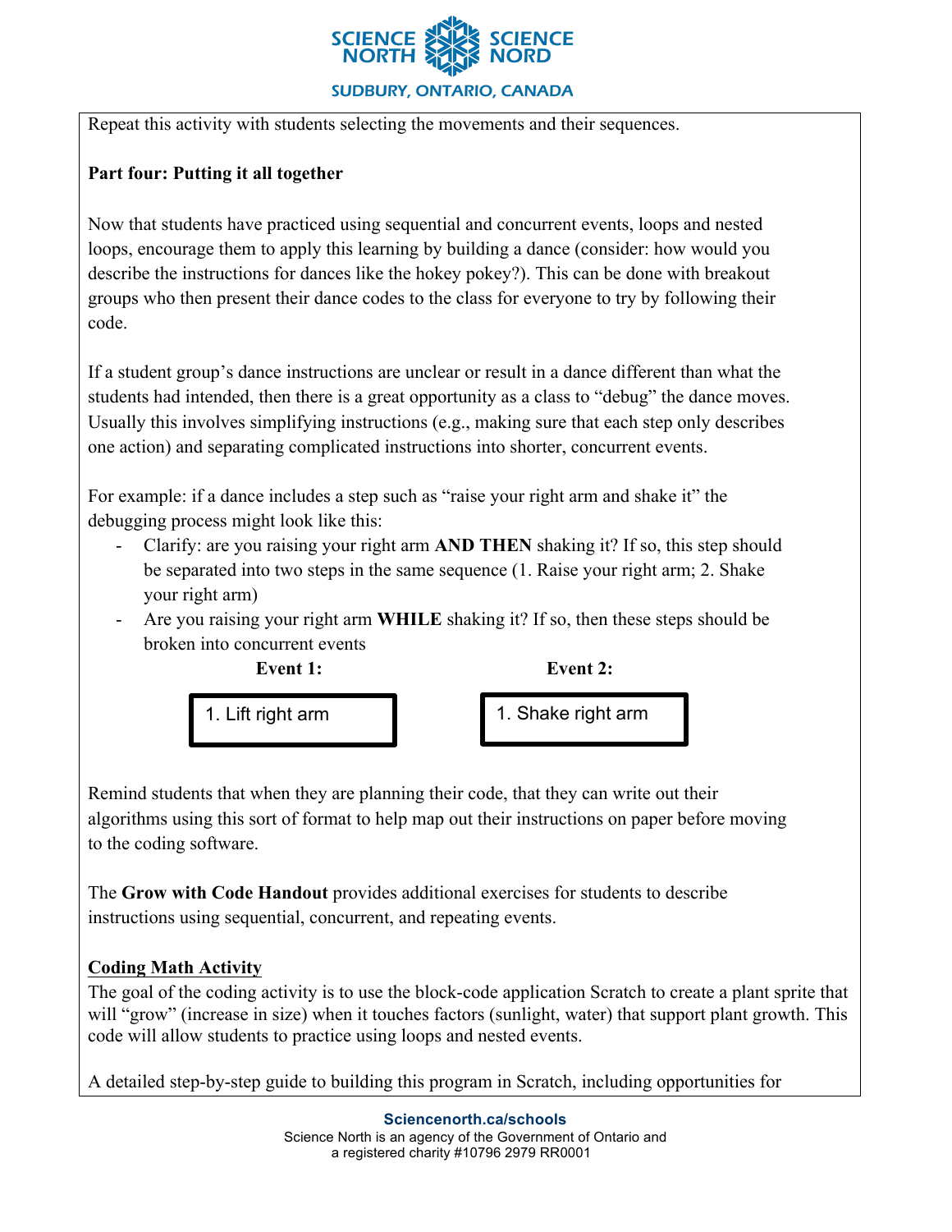Repeat this activity with students selecting the movements and their sequences.

**Part four: Putting it all together**

Now that students have practiced using sequential and concurrent events, loops and nested loops, encourage them to apply this learning by building a dance (consider: how would you describe the instructions for dances like the hokey pokey?). This can be done with breakout groups who then present their dance codes to the class for everyone to try by following their code.

If a student group's dance instructions are unclear or result in a dance different than what the students had intended, then there is a great opportunity as a class to "debug" the dance moves. Usually this involves simplifying instructions (e.g., making sure that each step only describes one action) and separating complicated instructions into shorter, concurrent events.

For example: if a dance includes a step such as "raise your right arm and shake it" the debugging process might look like this:

- Clarify: are you raising your right arm **AND THEN** shaking it? If so, this step should be separated into two steps in the same sequence (1. Raise your right arm; 2. Shake your right arm)
- Are you raising your right arm **WHILE** shaking it? If so, then these steps should be broken into concurrent events

| **Event 1:** | **Event 2:** |
|---|---|
| 1. Lift right arm | 1. Shake right arm |

Remind students that when they are planning their code, that they can write out their algorithms using this sort of format to help map out their instructions on paper before moving to the coding software.

The **Grow with Code Handout** provides additional exercises for students to describe instructions using sequential, concurrent, and repeating events.

<u>**Coding Math Activity**</u>

The goal of the coding activity is to use the block-code application Scratch to create a plant sprite that will "grow" (increase in size) when it touches factors (sunlight, water) that support plant growth. This code will allow students to practice using loops and nested events.

A detailed step-by-step guide to building this program in Scratch, including opportunities for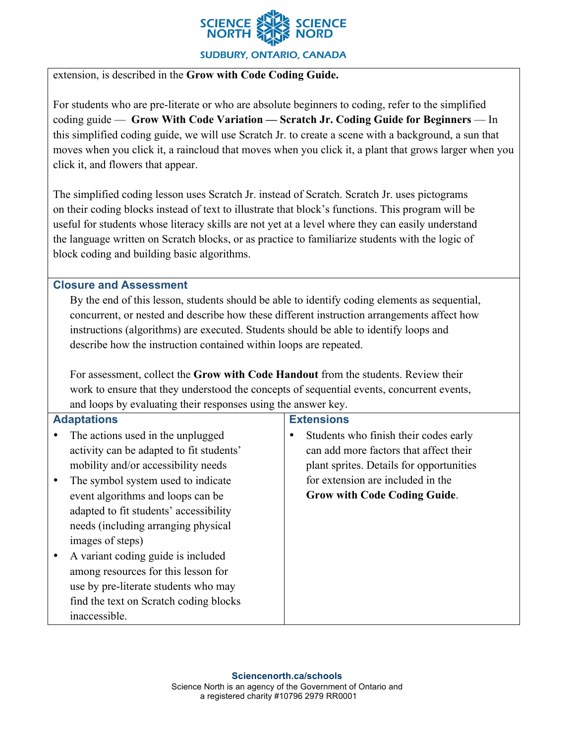extension, is described in the **Grow with Code Coding Guide.**

For students who are pre-literate or who are absolute beginners to coding, refer to the simplified coding guide — **Grow With Code Variation — Scratch Jr. Coding Guide for Beginners** — In this simplified coding guide, we will use Scratch Jr. to create a scene with a background, a sun that moves when you click it, a raincloud that moves when you click it, a plant that grows larger when you click it, and flowers that appear.

The simplified coding lesson uses Scratch Jr. instead of Scratch. Scratch Jr. uses pictograms on their coding blocks instead of text to illustrate that block's functions. This program will be useful for students whose literacy skills are not yet at a level where they can easily understand the language written on Scratch blocks, or as practice to familiarize students with the logic of block coding and building basic algorithms.

## Closure and Assessment

By the end of this lesson, students should be able to identify coding elements as sequential, concurrent, or nested and describe how these different instruction arrangements affect how instructions (algorithms) are executed. Students should be able to identify loops and describe how the instruction contained within loops are repeated.

For assessment, collect the **Grow with Code Handout** from the students. Review their work to ensure that they understood the concepts of sequential events, concurrent events, and loops by evaluating their responses using the answer key.

## Adaptations

- The actions used in the unplugged activity can be adapted to fit students' mobility and/or accessibility needs
- The symbol system used to indicate event algorithms and loops can be adapted to fit students' accessibility needs (including arranging physical images of steps)
- A variant coding guide is included among resources for this lesson for use by pre-literate students who may find the text on Scratch coding blocks inaccessible.

## Extensions

- Students who finish their codes early can add more factors that affect their plant sprites. Details for opportunities for extension are included in the **Grow with Code Coding Guide**.